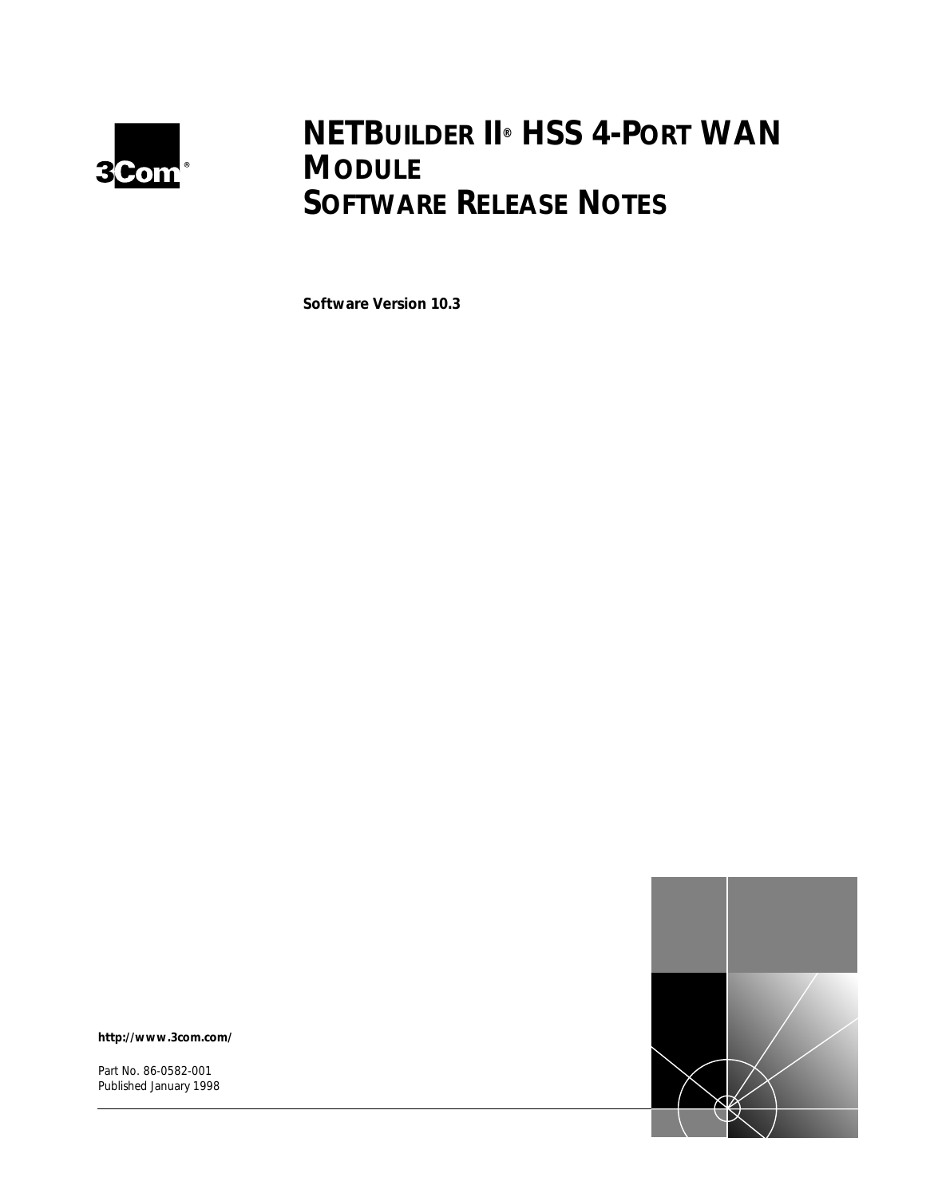# NETBUILDER II® HSS 4-PORT WAN MODULE SOFTWARE RELEASE NOTES

**Software Version 10.3**

**http://www.3com.com/**

Part No. 86-0582-001
Published January 1998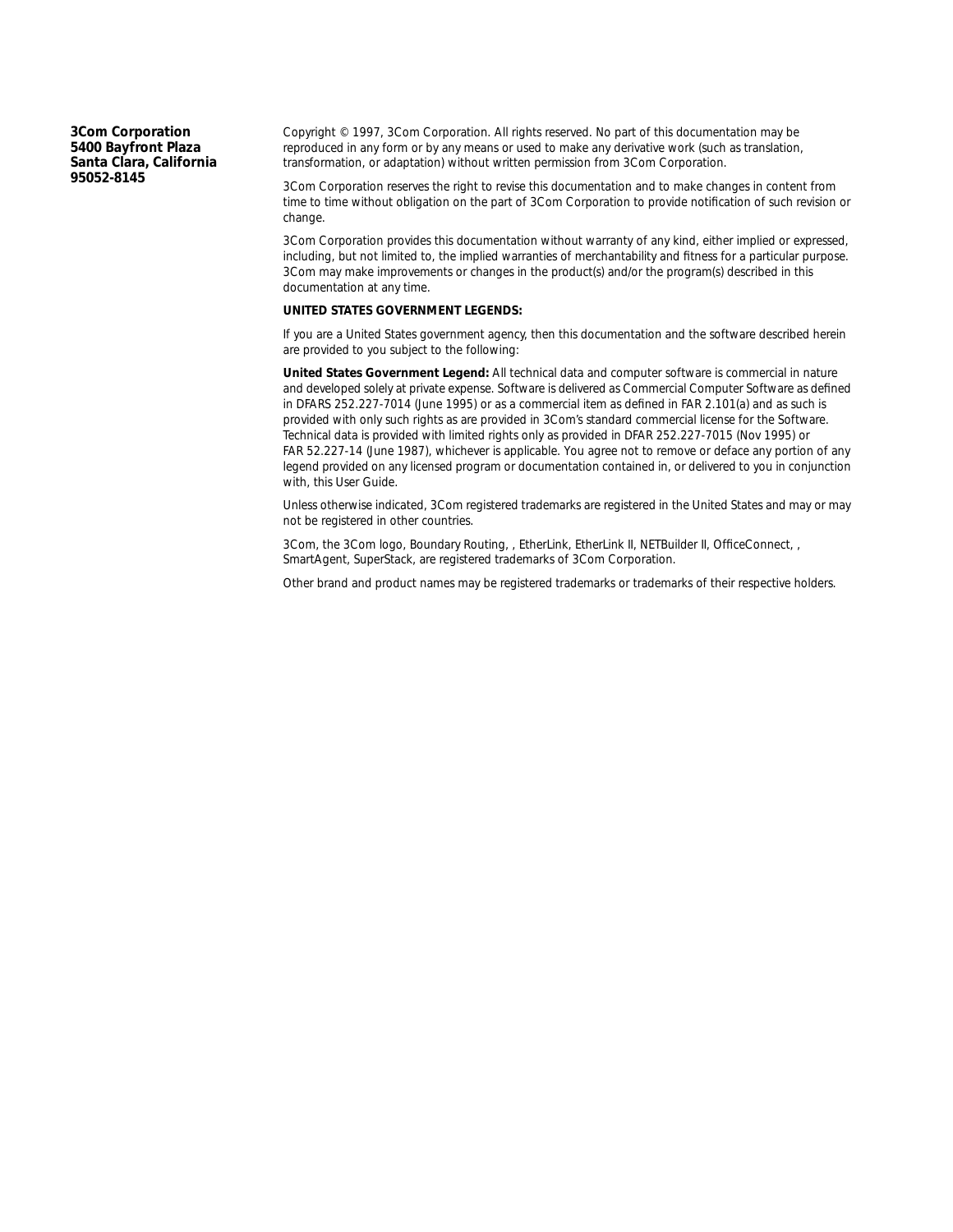**3Com Corporation**
**5400 Bayfront Plaza**
**Santa Clara, California**
**95052-8145**

Copyright © 1997, 3Com Corporation. All rights reserved. No part of this documentation may be reproduced in any form or by any means or used to make any derivative work (such as translation, transformation, or adaptation) without written permission from 3Com Corporation.

3Com Corporation reserves the right to revise this documentation and to make changes in content from time to time without obligation on the part of 3Com Corporation to provide notification of such revision or change.

3Com Corporation provides this documentation without warranty of any kind, either implied or expressed, including, but not limited to, the implied warranties of merchantability and fitness for a particular purpose. 3Com may make improvements or changes in the product(s) and/or the program(s) described in this documentation at any time.

**UNITED STATES GOVERNMENT LEGENDS:**

If you are a United States government agency, then this documentation and the software described herein are provided to you subject to the following:

**United States Government Legend:** All technical data and computer software is commercial in nature and developed solely at private expense. Software is delivered as Commercial Computer Software as defined in DFARS 252.227-7014 (June 1995) or as a commercial item as defined in FAR 2.101(a) and as such is provided with only such rights as are provided in 3Com's standard commercial license for the Software. Technical data is provided with limited rights only as provided in DFAR 252.227-7015 (Nov 1995) or FAR 52.227-14 (June 1987), whichever is applicable. You agree not to remove or deface any portion of any legend provided on any licensed program or documentation contained in, or delivered to you in conjunction with, this User Guide.

Unless otherwise indicated, 3Com registered trademarks are registered in the United States and may or may not be registered in other countries.

3Com, the 3Com logo, Boundary Routing, , EtherLink, EtherLink II, NETBuilder II, OfficeConnect, , SmartAgent, SuperStack, are registered trademarks of 3Com Corporation.

Other brand and product names may be registered trademarks or trademarks of their respective holders.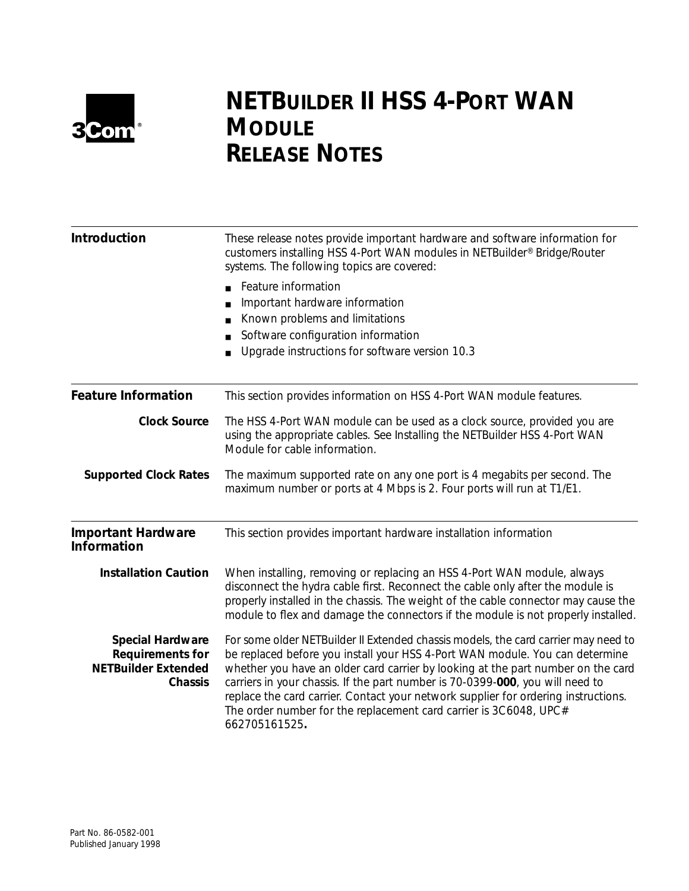# NETBUILDER II HSS 4-PORT WAN MODULE RELEASE NOTES

## Introduction

These release notes provide important hardware and software information for customers installing HSS 4-Port WAN modules in NETBuilder® Bridge/Router systems. The following topics are covered:

- Feature information
- Important hardware information
- Known problems and limitations
- Software configuration information
- Upgrade instructions for software version 10.3

## Feature Information

This section provides information on HSS 4-Port WAN module features.

### Clock Source

The HSS 4-Port WAN module can be used as a clock source, provided you are using the appropriate cables. See Installing the NETBuilder HSS 4-Port WAN Module for cable information.

### Supported Clock Rates

The maximum supported rate on any one port is 4 megabits per second. The maximum number or ports at 4 Mbps is 2. Four ports will run at T1/E1.

## Important Hardware Information

This section provides important hardware installation information

### Installation Caution

When installing, removing or replacing an HSS 4-Port WAN module, always disconnect the hydra cable first. Reconnect the cable only after the module is properly installed in the chassis. The weight of the cable connector may cause the module to flex and damage the connectors if the module is not properly installed.

### Special Hardware Requirements for NETBuilder Extended Chassis

For some older NETBuilder II Extended chassis models, the card carrier may need to be replaced before you install your HSS 4-Port WAN module. You can determine whether you have an older card carrier by looking at the part number on the card carriers in your chassis. If the part number is 70-0399-**000**, you will need to replace the card carrier. Contact your network supplier for ordering instructions. The order number for the replacement card carrier is 3C6048, UPC# 662705161525**.**

Part No. 86-0582-001
Published January 1998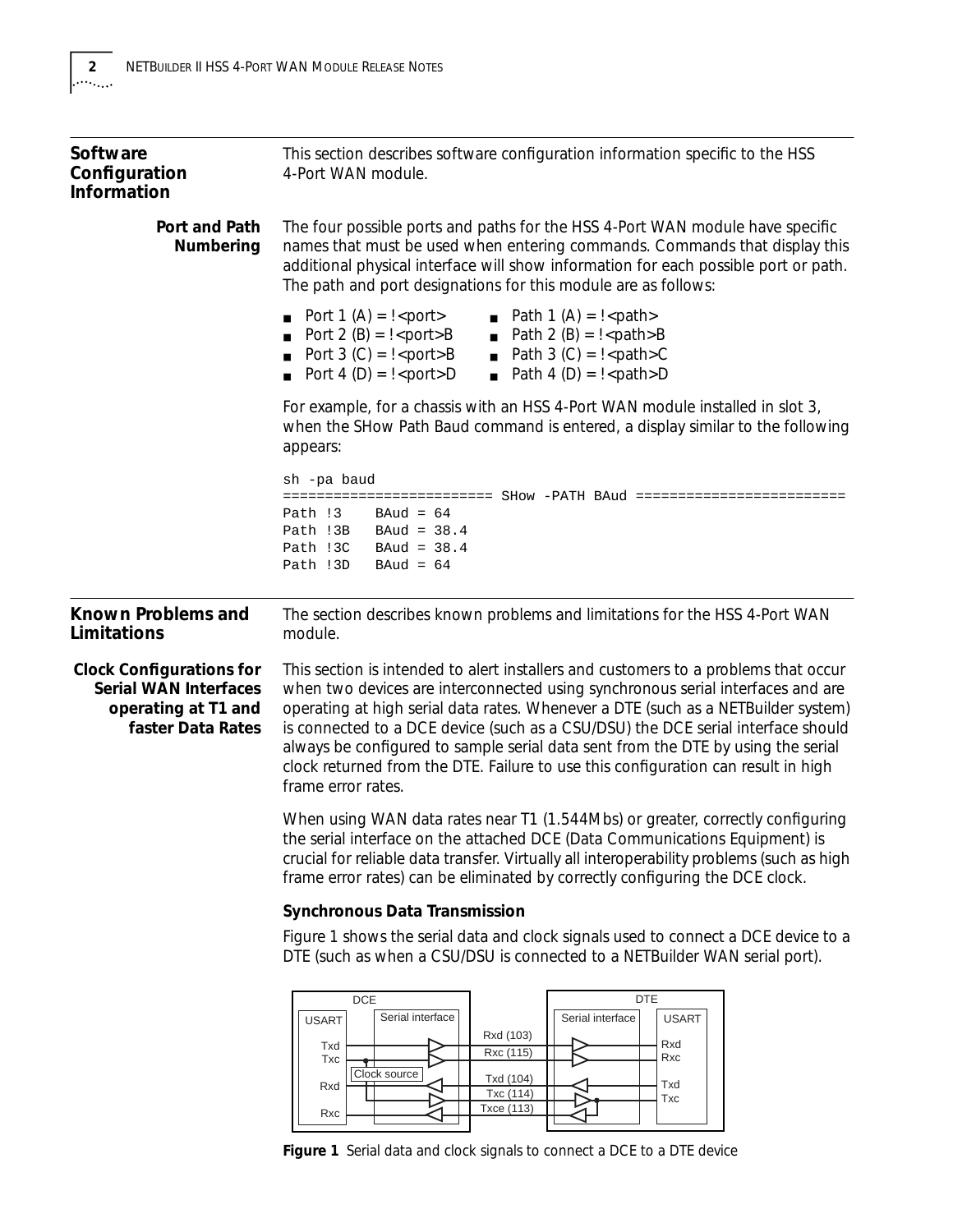## Software Configuration Information

This section describes software configuration information specific to the HSS 4-Port WAN module.

### Port and Path Numbering

The four possible ports and paths for the HSS 4-Port WAN module have specific names that must be used when entering commands. Commands that display this additional physical interface will show information for each possible port or path. The path and port designations for this module are as follows:

- Port 1 (A) = !<port>
- Port 2 (B) = !<port>B
- Port 3 (C) = !<port>B
- Port 4 (D) = !<port>D

- Path 1 (A) = !<path>
- Path 2 (B) = !<path>B
- Path 3 (C) = !<path>C
- Path 4 (D) = !<path>D

For example, for a chassis with an HSS 4-Port WAN module installed in slot 3, when the SHow Path Baud command is entered, a display similar to the following appears:

```
sh -pa baud
======================== SHow -PATH BAud ========================
Path !3    BAud = 64
Path !3B   BAud = 38.4
Path !3C   BAud = 38.4
Path !3D   BAud = 64
```

## Known Problems and Limitations

The section describes known problems and limitations for the HSS 4-Port WAN module.

### Clock Configurations for Serial WAN Interfaces operating at T1 and faster Data Rates

This section is intended to alert installers and customers to a problems that occur when two devices are interconnected using synchronous serial interfaces and are operating at high serial data rates. Whenever a DTE (such as a NETBuilder system) is connected to a DCE device (such as a CSU/DSU) the DCE serial interface should always be configured to sample serial data sent from the DTE by using the serial clock returned from the DTE. Failure to use this configuration can result in high frame error rates.

When using WAN data rates near T1 (1.544Mbs) or greater, correctly configuring the serial interface on the attached DCE (Data Communications Equipment) is crucial for reliable data transfer. Virtually all interoperability problems (such as high frame error rates) can be eliminated by correctly configuring the DCE clock.

**Synchronous Data Transmission**

Figure 1 shows the serial data and clock signals used to connect a DCE device to a DTE (such as when a CSU/DSU is connected to a NETBuilder WAN serial port).

**Figure 1** Serial data and clock signals to connect a DCE to a DTE device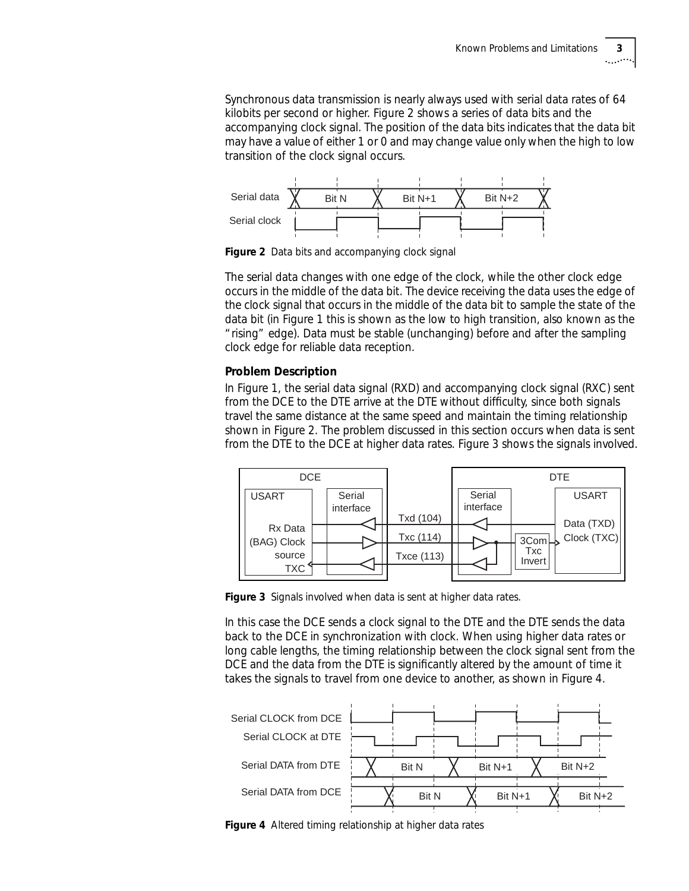Synchronous data transmission is nearly always used with serial data rates of 64 kilobits per second or higher. Figure 2 shows a series of data bits and the accompanying clock signal. The position of the data bits indicates that the data bit may have a value of either 1 or 0 and may change value only when the high to low transition of the clock signal occurs.

**Figure 2** Data bits and accompanying clock signal

The serial data changes with one edge of the clock, while the other clock edge occurs in the middle of the data bit. The device receiving the data uses the edge of the clock signal that occurs in the middle of the data bit to sample the state of the data bit (in Figure 1 this is shown as the low to high transition, also known as the "rising" edge). Data must be stable (unchanging) before and after the sampling clock edge for reliable data reception.

**Problem Description**

In Figure 1, the serial data signal (RXD) and accompanying clock signal (RXC) sent from the DCE to the DTE arrive at the DTE without difficulty, since both signals travel the same distance at the same speed and maintain the timing relationship shown in Figure 2. The problem discussed in this section occurs when data is sent from the DTE to the DCE at higher data rates. Figure 3 shows the signals involved.

**Figure 3** Signals involved when data is sent at higher data rates.

In this case the DCE sends a clock signal to the DTE and the DTE sends the data back to the DCE in synchronization with clock. When using higher data rates or long cable lengths, the timing relationship between the clock signal sent from the DCE and the data from the DTE is significantly altered by the amount of time it takes the signals to travel from one device to another, as shown in Figure 4.

**Figure 4** Altered timing relationship at higher data rates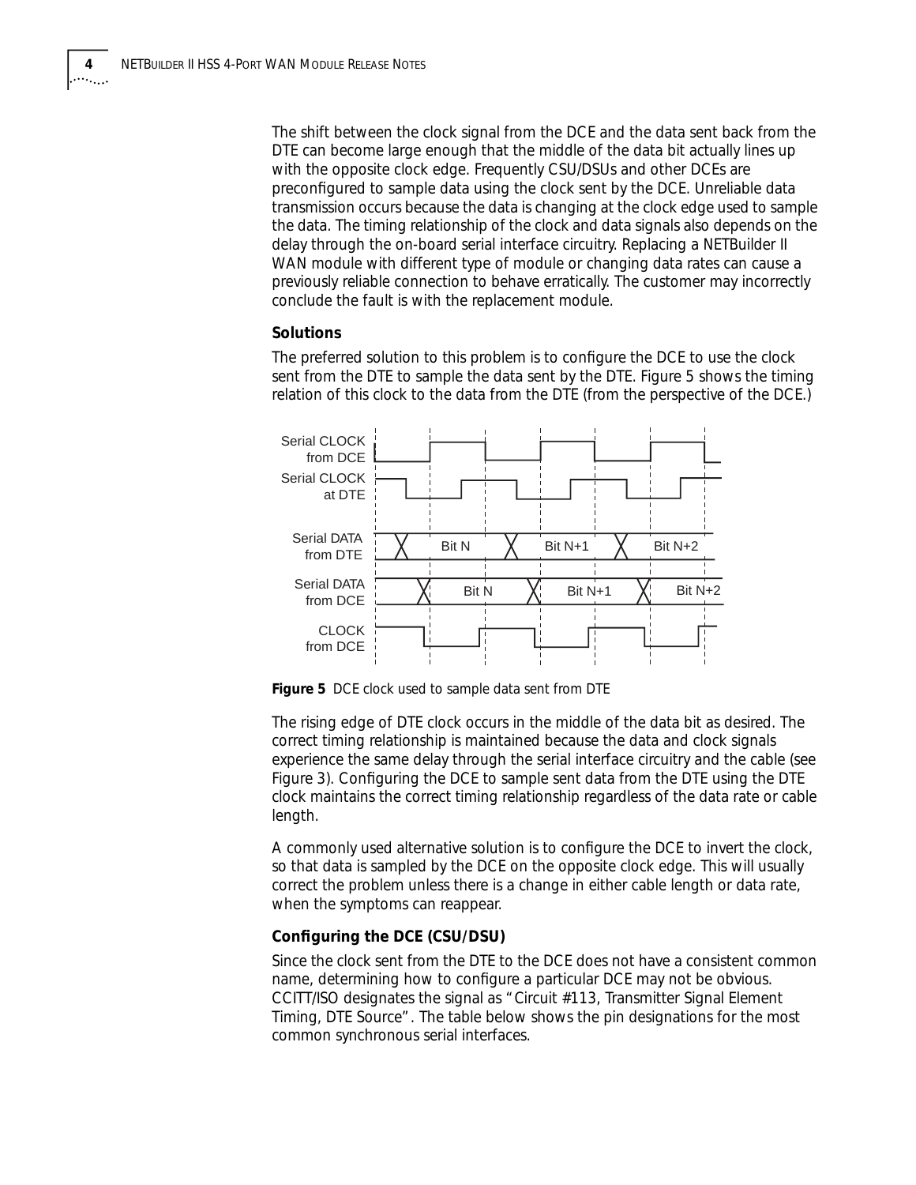The shift between the clock signal from the DCE and the data sent back from the DTE can become large enough that the middle of the data bit actually lines up with the opposite clock edge. Frequently CSU/DSUs and other DCEs are preconfigured to sample data using the clock sent by the DCE. Unreliable data transmission occurs because the data is changing at the clock edge used to sample the data. The timing relationship of the clock and data signals also depends on the delay through the on-board serial interface circuitry. Replacing a NETBuilder II WAN module with different type of module or changing data rates can cause a previously reliable connection to behave erratically. The customer may incorrectly conclude the fault is with the replacement module.

### Solutions

The preferred solution to this problem is to configure the DCE to use the clock sent from the DTE to sample the data sent by the DTE. Figure 5 shows the timing relation of this clock to the data from the DTE (from the perspective of the DCE.)

Serial CLOCK from DCE

Serial CLOCK at DTE

Serial DATA from DTE — Bit N — Bit N+1 — Bit N+2

Serial DATA from DCE — Bit N — Bit N+1 — Bit N+2

CLOCK from DCE

**Figure 5** DCE clock used to sample data sent from DTE

The rising edge of DTE clock occurs in the middle of the data bit as desired. The correct timing relationship is maintained because the data and clock signals experience the same delay through the serial interface circuitry and the cable (see Figure 3). Configuring the DCE to sample sent data from the DTE using the DTE clock maintains the correct timing relationship regardless of the data rate or cable length.

A commonly used alternative solution is to configure the DCE to invert the clock, so that data is sampled by the DCE on the opposite clock edge. This will usually correct the problem unless there is a change in either cable length or data rate, when the symptoms can reappear.

### Configuring the DCE (CSU/DSU)

Since the clock sent from the DTE to the DCE does not have a consistent common name, determining how to configure a particular DCE may not be obvious. CCITT/ISO designates the signal as "Circuit #113, Transmitter Signal Element Timing, DTE Source". The table below shows the pin designations for the most common synchronous serial interfaces.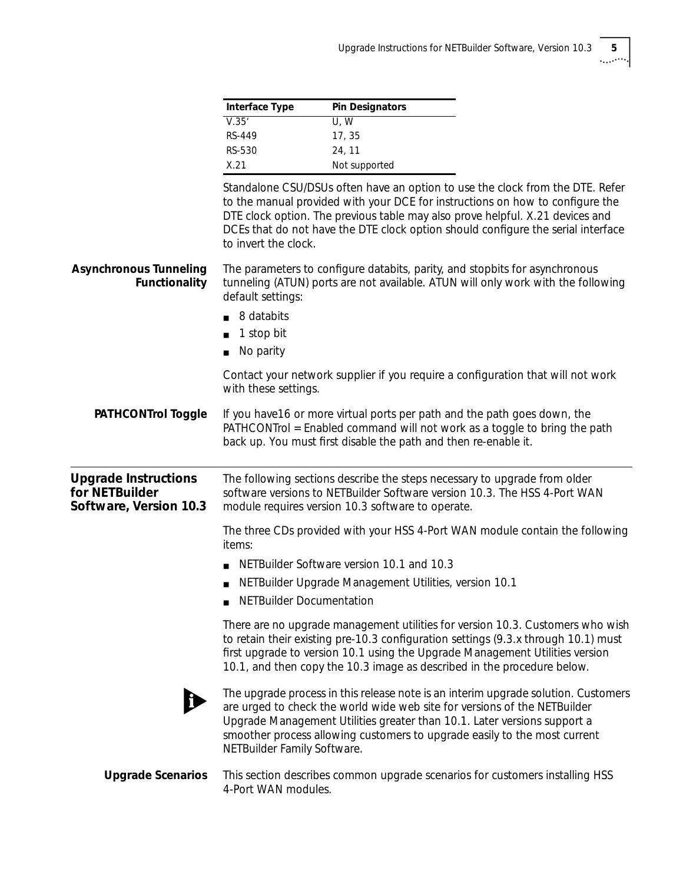| Interface Type | Pin Designators |
| --- | --- |
| V.35' | U, W |
| RS-449 | 17, 35 |
| RS-530 | 24, 11 |
| X.21 | Not supported |

Standalone CSU/DSUs often have an option to use the clock from the DTE. Refer to the manual provided with your DCE for instructions on how to configure the DTE clock option. The previous table may also prove helpful. X.21 devices and DCEs that do not have the DTE clock option should configure the serial interface to invert the clock.

### Asynchronous Tunneling Functionality

The parameters to configure databits, parity, and stopbits for asynchronous tunneling (ATUN) ports are not available. ATUN will only work with the following default settings:

- 8 databits
- 1 stop bit
- No parity

Contact your network supplier if you require a configuration that will not work with these settings.

### PATHCONTrol Toggle

If you have16 or more virtual ports per path and the path goes down, the PATHCONTrol = Enabled command will not work as a toggle to bring the path back up. You must first disable the path and then re-enable it.

## Upgrade Instructions for NETBuilder Software, Version 10.3

The following sections describe the steps necessary to upgrade from older software versions to NETBuilder Software version 10.3. The HSS 4-Port WAN module requires version 10.3 software to operate.

The three CDs provided with your HSS 4-Port WAN module contain the following items:

- NETBuilder Software version 10.1 and 10.3
- NETBuilder Upgrade Management Utilities, version 10.1
- NETBuilder Documentation

There are no upgrade management utilities for version 10.3. Customers who wish to retain their existing pre-10.3 configuration settings (9.3.x through 10.1) must first upgrade to version 10.1 using the Upgrade Management Utilities version 10.1, and then copy the 10.3 image as described in the procedure below.

The upgrade process in this release note is an interim upgrade solution. Customers are urged to check the world wide web site for versions of the NETBuilder Upgrade Management Utilities greater than 10.1. Later versions support a smoother process allowing customers to upgrade easily to the most current NETBuilder Family Software.

### Upgrade Scenarios

This section describes common upgrade scenarios for customers installing HSS 4-Port WAN modules.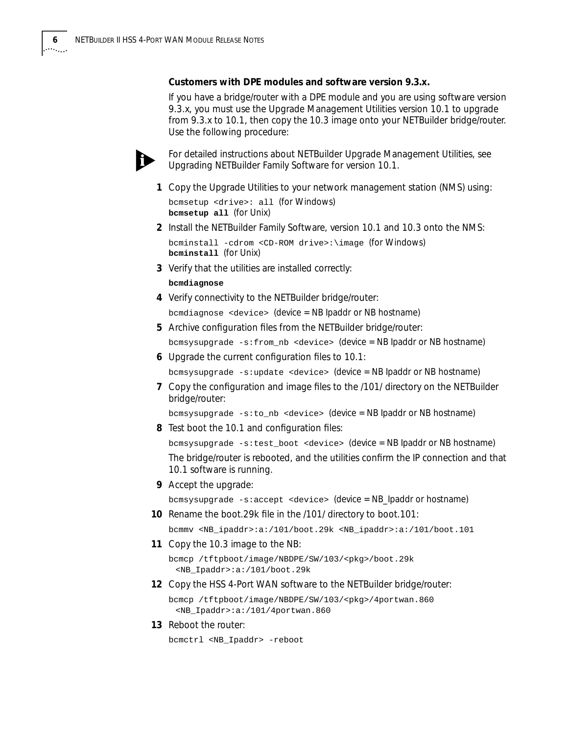**Customers with DPE modules and software version 9.3.x.**

If you have a bridge/router with a DPE module and you are using software version 9.3.x, you must use the Upgrade Management Utilities version 10.1 to upgrade from 9.3.x to 10.1, then copy the 10.3 image onto your NETBuilder bridge/router. Use the following procedure:

For detailed instructions about NETBuilder Upgrade Management Utilities, see Upgrading NETBuilder Family Software for version 10.1.

1. Copy the Upgrade Utilities to your network management station (NMS) using:

   `bcmsetup <drive>: all` (for Windows)
   **`bcmsetup all`** (for Unix)

2. Install the NETBuilder Family Software, version 10.1 and 10.3 onto the NMS:

   `bcminstall -cdrom <CD-ROM drive>:\image` (for Windows)
   **`bcminstall`** (for Unix)

3. Verify that the utilities are installed correctly:

   **`bcmdiagnose`**

4. Verify connectivity to the NETBuilder bridge/router:

   `bcmdiagnose <device>` (device = NB Ipaddr or NB hostname)

5. Archive configuration files from the NETBuilder bridge/router:

   `bcmsysupgrade -s:from_nb <device>` (device = NB Ipaddr or NB hostname)

6. Upgrade the current configuration files to 10.1:

   `bcmsysupgrade -s:update <device>` (device = NB Ipaddr or NB hostname)

7. Copy the configuration and image files to the /101/ directory on the NETBuilder bridge/router:

   `bcmsysupgrade -s:to_nb <device>` (device = NB Ipaddr or NB hostname)

8. Test boot the 10.1 and configuration files:

   `bcmsysupgrade -s:test_boot <device>` (device = NB Ipaddr or NB hostname)

   The bridge/router is rebooted, and the utilities confirm the IP connection and that 10.1 software is running.

9. Accept the upgrade:

   `bcmsysupgrade -s:accept <device>` (device = NB_Ipaddr or hostname)

10. Rename the boot.29k file in the /101/ directory to boot.101:

    ```
    bcmmv <NB_ipaddr>:a:/101/boot.29k <NB_ipaddr>:a:/101/boot.101
    ```

11. Copy the 10.3 image to the NB:

    ```
    bcmcp /tftpboot/image/NBDPE/SW/103/<pkg>/boot.29k
      <NB_Ipaddr>:a:/101/boot.29k
    ```

12. Copy the HSS 4-Port WAN software to the NETBuilder bridge/router:

    ```
    bcmcp /tftpboot/image/NBDPE/SW/103/<pkg>/4portwan.860
      <NB_Ipaddr>:a:/101/4portwan.860
    ```

13. Reboot the router:

    ```
    bcmctrl <NB_Ipaddr> -reboot
    ```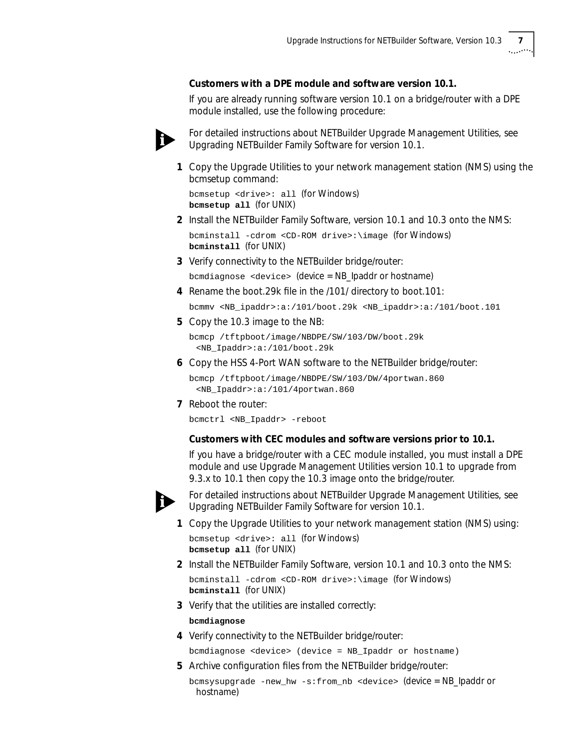**Customers with a DPE module and software version 10.1.**

If you are already running software version 10.1 on a bridge/router with a DPE module installed, use the following procedure:

For detailed instructions about NETBuilder Upgrade Management Utilities, see Upgrading NETBuilder Family Software for version 10.1.

1. Copy the Upgrade Utilities to your network management station (NMS) using the bcmsetup command:

   `bcmsetup <drive>: all` (for Windows)
   **`bcmsetup all`** (for UNIX)

2. Install the NETBuilder Family Software, version 10.1 and 10.3 onto the NMS:

   `bcminstall -cdrom <CD-ROM drive>:\image` (for Windows)
   **`bcminstall`** (for UNIX)

3. Verify connectivity to the NETBuilder bridge/router:

   `bcmdiagnose <device>` (device = NB_Ipaddr or hostname)

4. Rename the boot.29k file in the /101/ directory to boot.101:

   ```
   bcmmv <NB_ipaddr>:a:/101/boot.29k <NB_ipaddr>:a:/101/boot.101
   ```

5. Copy the 10.3 image to the NB:

   ```
   bcmcp /tftpboot/image/NBDPE/SW/103/DW/boot.29k
     <NB_Ipaddr>:a:/101/boot.29k
   ```

6. Copy the HSS 4-Port WAN software to the NETBuilder bridge/router:

   ```
   bcmcp /tftpboot/image/NBDPE/SW/103/DW/4portwan.860
     <NB_Ipaddr>:a:/101/4portwan.860
   ```

7. Reboot the router:

   ```
   bcmctrl <NB_Ipaddr> -reboot
   ```

**Customers with CEC modules and software versions prior to 10.1.**

If you have a bridge/router with a CEC module installed, you must install a DPE module and use Upgrade Management Utilities version 10.1 to upgrade from 9.3.x to 10.1 then copy the 10.3 image onto the bridge/router.

For detailed instructions about NETBuilder Upgrade Management Utilities, see Upgrading NETBuilder Family Software for version 10.1.

1. Copy the Upgrade Utilities to your network management station (NMS) using:

   `bcmsetup <drive>: all` (for Windows)
   **`bcmsetup all`** (for UNIX)

2. Install the NETBuilder Family Software, version 10.1 and 10.3 onto the NMS:

   `bcminstall -cdrom <CD-ROM drive>:\image` (for Windows)
   **`bcminstall`** (for UNIX)

3. Verify that the utilities are installed correctly:

   **`bcmdiagnose`**

4. Verify connectivity to the NETBuilder bridge/router:

   ```
   bcmdiagnose <device> (device = NB_Ipaddr or hostname)
   ```

5. Archive configuration files from the NETBuilder bridge/router:

   `bcmsysupgrade -new_hw -s:from_nb <device>` (device = NB_Ipaddr or hostname)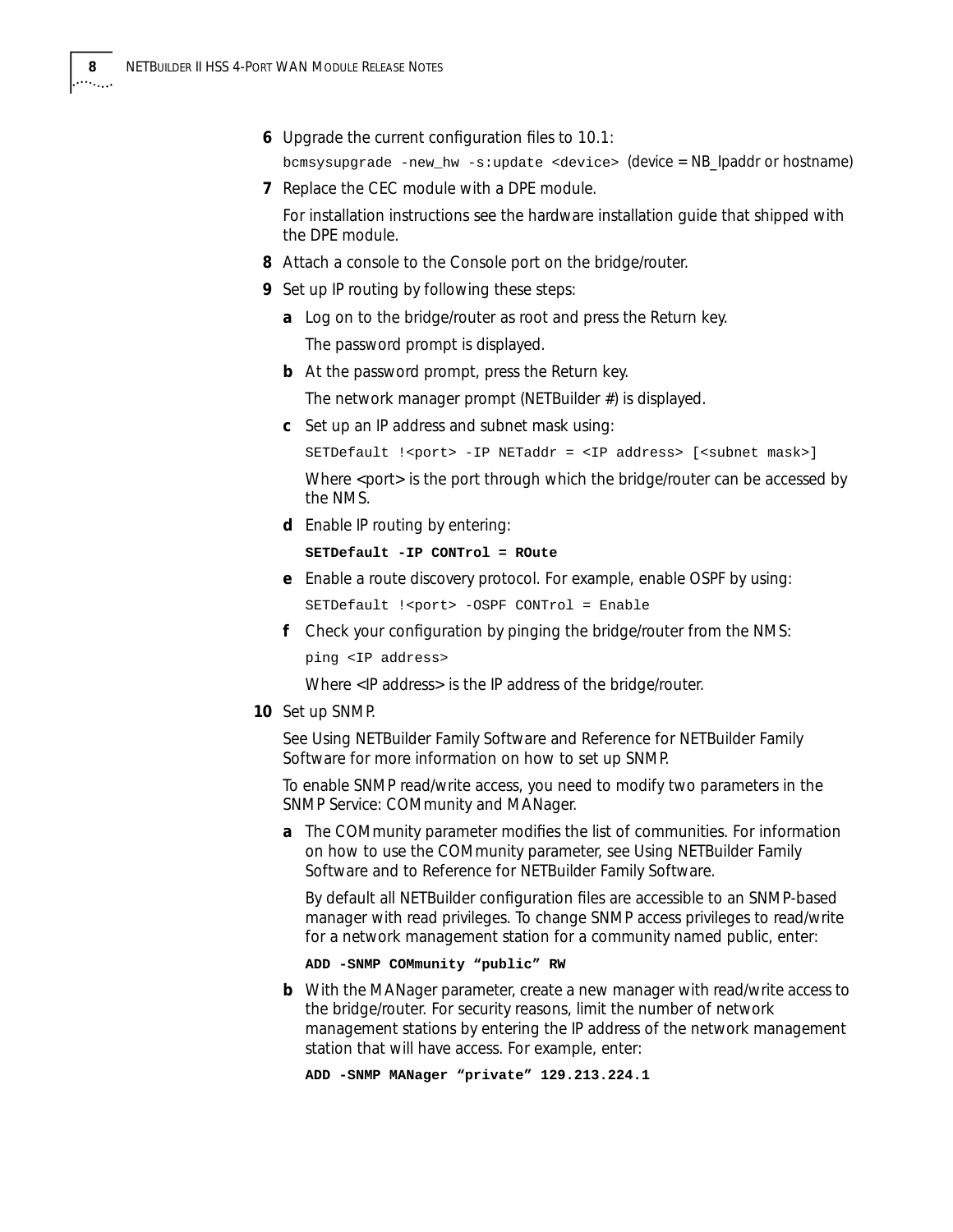6 Upgrade the current configuration files to 10.1:

   `bcmsysupgrade -new_hw -s:update <device>` (device = NB_Ipaddr or hostname)

7 Replace the CEC module with a DPE module.

   For installation instructions see the hardware installation guide that shipped with the DPE module.

8 Attach a console to the Console port on the bridge/router.

9 Set up IP routing by following these steps:

   **a** Log on to the bridge/router as root and press the Return key.

   The password prompt is displayed.

   **b** At the password prompt, press the Return key.

   The network manager prompt (NETBuilder #) is displayed.

   **c** Set up an IP address and subnet mask using:

   ```
   SETDefault !<port> -IP NETaddr = <IP address> [<subnet mask>]
   ```

   Where <port> is the port through which the bridge/router can be accessed by the NMS.

   **d** Enable IP routing by entering:

   ```
   SETDefault -IP CONTrol = ROute
   ```

   **e** Enable a route discovery protocol. For example, enable OSPF by using:

   ```
   SETDefault !<port> -OSPF CONTrol = Enable
   ```

   **f** Check your configuration by pinging the bridge/router from the NMS:

   ```
   ping <IP address>
   ```

   Where <IP address> is the IP address of the bridge/router.

10 Set up SNMP.

   See Using NETBuilder Family Software and Reference for NETBuilder Family Software for more information on how to set up SNMP.

   To enable SNMP read/write access, you need to modify two parameters in the SNMP Service: COMmunity and MANager.

   **a** The COMmunity parameter modifies the list of communities. For information on how to use the COMmunity parameter, see Using NETBuilder Family Software and to Reference for NETBuilder Family Software.

   By default all NETBuilder configuration files are accessible to an SNMP-based manager with read privileges. To change SNMP access privileges to read/write for a network management station for a community named public, enter:

   ```
   ADD -SNMP COMmunity "public" RW
   ```

   **b** With the MANager parameter, create a new manager with read/write access to the bridge/router. For security reasons, limit the number of network management stations by entering the IP address of the network management station that will have access. For example, enter:

   ```
   ADD -SNMP MANager "private" 129.213.224.1
   ```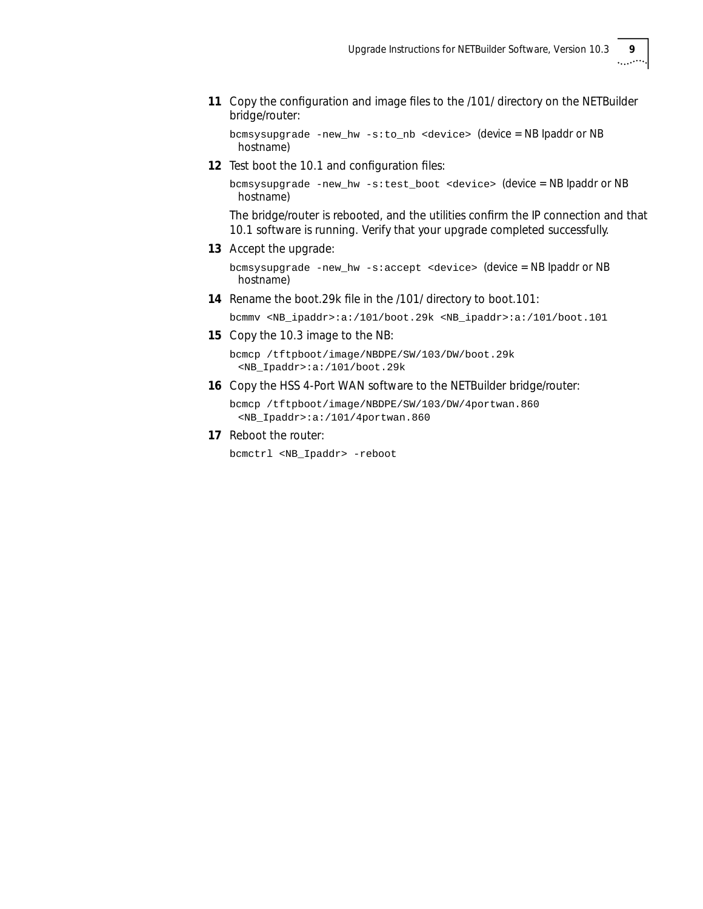11. Copy the configuration and image files to the /101/ directory on the NETBuilder bridge/router:

    `bcmsysupgrade -new_hw -s:to_nb <device>` (device = NB Ipaddr or NB hostname)

12. Test boot the 10.1 and configuration files:

    `bcmsysupgrade -new_hw -s:test_boot <device>` (device = NB Ipaddr or NB hostname)

    The bridge/router is rebooted, and the utilities confirm the IP connection and that 10.1 software is running. Verify that your upgrade completed successfully.

13. Accept the upgrade:

    `bcmsysupgrade -new_hw -s:accept <device>` (device = NB Ipaddr or NB hostname)

14. Rename the boot.29k file in the /101/ directory to boot.101:

    ```
    bcmmv <NB_ipaddr>:a:/101/boot.29k <NB_ipaddr>:a:/101/boot.101
    ```

15. Copy the 10.3 image to the NB:

    ```
    bcmcp /tftpboot/image/NBDPE/SW/103/DW/boot.29k
      <NB_Ipaddr>:a:/101/boot.29k
    ```

16. Copy the HSS 4-Port WAN software to the NETBuilder bridge/router:

    ```
    bcmcp /tftpboot/image/NBDPE/SW/103/DW/4portwan.860
      <NB_Ipaddr>:a:/101/4portwan.860
    ```

17. Reboot the router:

    ```
    bcmctrl <NB_Ipaddr> -reboot
    ```